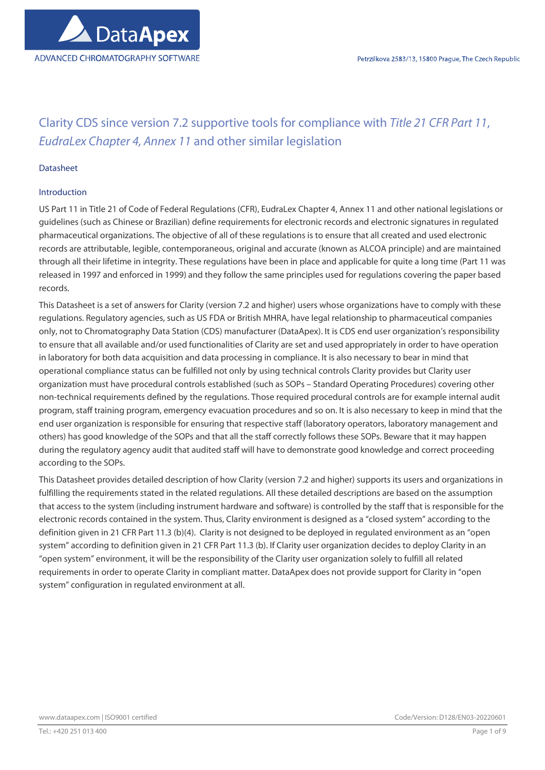# Clarity CDS since version 7.2 supportive tools for compliance with *Title 21 CFR Part 11*, *EudraLex Chapter 4, Annex 11* and other similar legislation

## Datasheet

## Introduction

US Part 11 in Title 21 of Code of Federal Regulations (CFR), EudraLex Chapter 4, Annex 11 and other national legislations or guidelines (such as Chinese or Brazilian) define requirements for electronic records and electronic signatures in regulated pharmaceutical organizations. The objective of all of these regulations is to ensure that all created and used electronic records are attributable, legible, contemporaneous, original and accurate (known as ALCOA principle) and are maintained through all their lifetime in integrity. These regulations have been in place and applicable for quite a long time (Part 11 was released in 1997 and enforced in 1999) and they follow the same principles used for regulations covering the paper based records.

This Datasheet is a set of answers for Clarity (version 7.2 and higher) users whose organizations have to comply with these regulations. Regulatory agencies, such as US FDA or British MHRA, have legal relationship to pharmaceutical companies only, not to Chromatography Data Station (CDS) manufacturer (DataApex). It is CDS end user organization's responsibility to ensure that all available and/or used functionalities of Clarity are set and used appropriately in order to have operation in laboratory for both data acquisition and data processing in compliance. It is also necessary to bear in mind that operational compliance status can be fulfilled not only by using technical controls Clarity provides but Clarity user organization must have procedural controls established (such as SOPs – Standard Operating Procedures) covering other non-technical requirements defined by the regulations. Those required procedural controls are for example internal audit program, staff training program, emergency evacuation procedures and so on. It is also necessary to keep in mind that the end user organization is responsible for ensuring that respective staff (laboratory operators, laboratory management and others) has good knowledge of the SOPs and that all the staff correctly follows these SOPs. Beware that it may happen during the regulatory agency audit that audited staff will have to demonstrate good knowledge and correct proceeding according to the SOPs.

This Datasheet provides detailed description of how Clarity (version 7.2 and higher) supports its users and organizations in fulfilling the requirements stated in the related regulations. All these detailed descriptions are based on the assumption that access to the system (including instrument hardware and software) is controlled by the staff that is responsible for the electronic records contained in the system. Thus, Clarity environment is designed as a "closed system" according to the definition given in 21 CFR Part 11.3 (b)(4). Clarity is not designed to be deployed in regulated environment as an "open system" according to definition given in 21 CFR Part 11.3 (b). If Clarity user organization decides to deploy Clarity in an "open system" environment, it will be the responsibility of the Clarity user organization solely to fulfill all related requirements in order to operate Clarity in compliant matter. DataApex does not provide support for Clarity in "open system" configuration in regulated environment at all.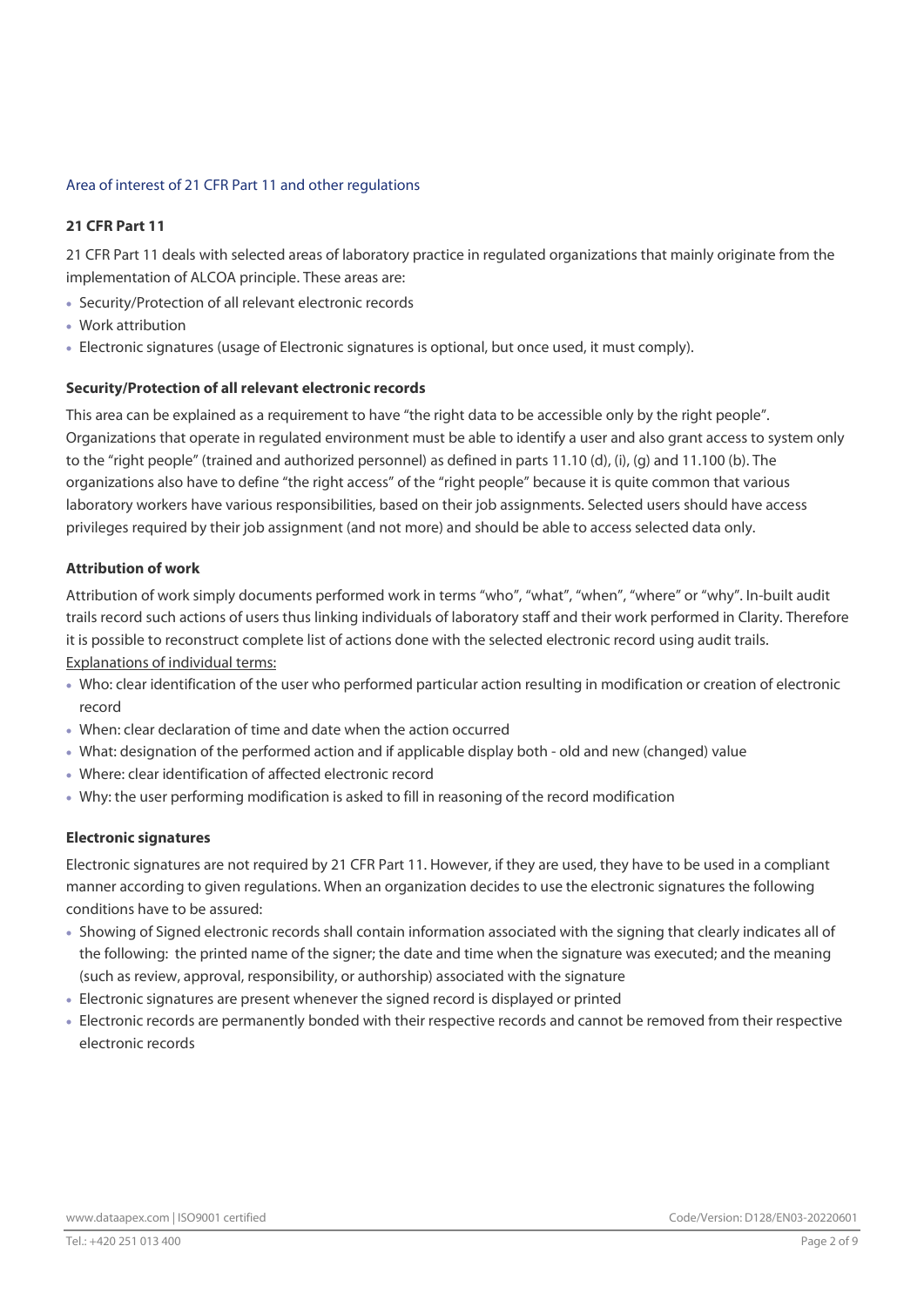## Area of interest of 21 CFR Part 11 and other regulations

### 21 CFR Part 11

21 CFR Part 11 deals with selected areas of laboratory practice in regulated organizations that mainly originate from the implementation of ALCOA principle. These areas are:

- Security/Protection of all relevant electronic records
- Work attribution
- Electronic signatures (usage of Electronic signatures is optional, but once used, it must comply).

### Security/Protection of all relevant electronic records

This area can be explained as a requirement to have "the right data to be accessible only by the right people". Organizations that operate in regulated environment must be able to identify a user and also grant access to system only to the "right people" (trained and authorized personnel) as defined in parts 11.10 (d), (i), (g) and 11.100 (b). The organizations also have to define "the right access" of the "right people" because it is quite common that various laboratory workers have various responsibilities, based on their job assignments. Selected users should have access privileges required by their job assignment (and not more) and should be able to access selected data only.

### Attribution of work

Attribution of work simply documents performed work in terms "who", "what", "when", "where" or "why". In-built audit trails record such actions of users thus linking individuals of laboratory staff and their work performed in Clarity. Therefore it is possible to reconstruct complete list of actions done with the selected electronic record using audit trails.

Explanations of individual terms:

- Who: clear identification of the user who performed particular action resulting in modification or creation of electronic record
- When: clear declaration of time and date when the action occurred
- What: designation of the performed action and if applicable display both - old and new (changed) value
- Where: clear identification of affected electronic record
- Why: the user performing modification is asked to fill in reasoning of the record modification

### Electronic signatures

Electronic signatures are not required by 21 CFR Part 11. However, if they are used, they have to be used in a compliant manner according to given regulations. When an organization decides to use the electronic signatures the following conditions have to be assured:

- Showing of Signed electronic records shall contain information associated with the signing that clearly indicates all of the following: the printed name of the signer; the date and time when the signature was executed; and the meaning (such as review, approval, responsibility, or authorship) associated with the signature
- Electronic signatures are present whenever the signed record is displayed or printed
- Electronic records are permanently bonded with their respective records and cannot be removed from their respective electronic records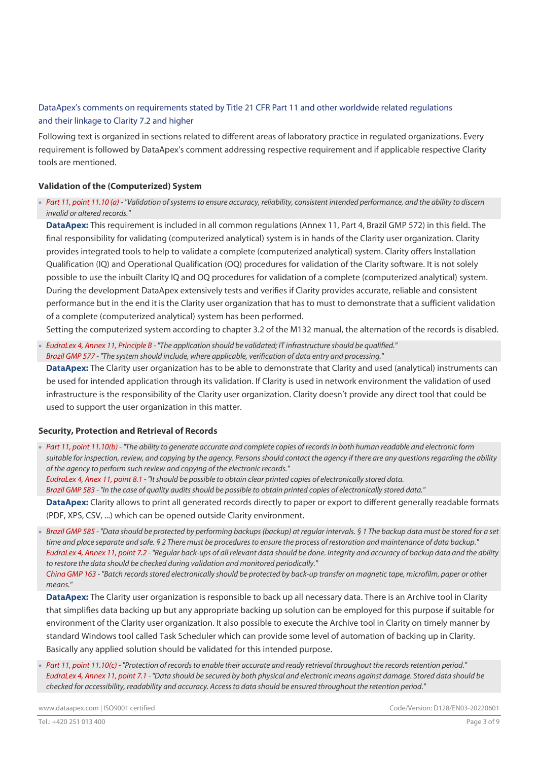DataApex's comments on requirements stated by Title 21 CFR Part 11 and other worldwide related regulations and their linkage to Clarity 7.2 and higher

Following text is organized in sections related to different areas of laboratory practice in regulated organizations. Every requirement is followed by DataApex's comment addressing respective requirement and if applicable respective Clarity tools are mentioned.

### Validation of the (Computerized) System

- *Part 11, point 11.10 (a) - "Validation of systems to ensure accuracy, reliability, consistent intended performance, and the ability to discern invalid or altered records."*

  **DataApex:** This requirement is included in all common regulations (Annex 11, Part 4, Brazil GMP 572) in this field. The final responsibility for validating (computerized analytical) system is in hands of the Clarity user organization. Clarity provides integrated tools to help to validate a complete (computerized analytical) system. Clarity offers Installation Qualification (IQ) and Operational Qualification (OQ) procedures for validation of the Clarity software. It is not solely possible to use the inbuilt Clarity IQ and OQ procedures for validation of a complete (computerized analytical) system. During the development DataApex extensively tests and verifies if Clarity provides accurate, reliable and consistent performance but in the end it is the Clarity user organization that has to must to demonstrate that a sufficient validation of a complete (computerized analytical) system has been performed.

  Setting the computerized system according to chapter 3.2 of the M132 manual, the alternation of the records is disabled.

- *EudraLex 4, Annex 11, Principle B - "The application should be validated; IT infrastructure should be qualified."*
  *Brazil GMP 577 - "The system should include, where applicable, verification of data entry and processing."*

  **DataApex:** The Clarity user organization has to be able to demonstrate that Clarity and used (analytical) instruments can be used for intended application through its validation. If Clarity is used in network environment the validation of used infrastructure is the responsibility of the Clarity user organization. Clarity doesn't provide any direct tool that could be used to support the user organization in this matter.

### Security, Protection and Retrieval of Records

- *Part 11, point 11.10(b) - "The ability to generate accurate and complete copies of records in both human readable and electronic form suitable for inspection, review, and copying by the agency. Persons should contact the agency if there are any questions regarding the ability of the agency to perform such review and copying of the electronic records."*
  *EudraLex 4, Anex 11, point 8.1 - "It should be possible to obtain clear printed copies of electronically stored data.*
  *Brazil GMP 583 - "In the case of quality audits should be possible to obtain printed copies of electronically stored data."*

  **DataApex:** Clarity allows to print all generated records directly to paper or export to different generally readable formats (PDF, XPS, CSV, ...) which can be opened outside Clarity environment.

- *Brazil GMP 585 - "Data should be protected by performing backups (backup) at regular intervals. § 1 The backup data must be stored for a set time and place separate and safe. § 2 There must be procedures to ensure the process of restoration and maintenance of data backup."*
  *EudraLex 4, Annex 11, point 7.2 - "Regular back-ups of all relevant data should be done. Integrity and accuracy of backup data and the ability to restore the data should be checked during validation and monitored periodically."*
  *China GMP 163 - "Batch records stored electronically should be protected by back-up transfer on magnetic tape, microfilm, paper or other means."*

  **DataApex:** The Clarity user organization is responsible to back up all necessary data. There is an Archive tool in Clarity that simplifies data backing up but any appropriate backing up solution can be employed for this purpose if suitable for environment of the Clarity user organization. It also possible to execute the Archive tool in Clarity on timely manner by standard Windows tool called Task Scheduler which can provide some level of automation of backing up in Clarity. Basically any applied solution should be validated for this intended purpose.

- *Part 11, point 11.10(c) - "Protection of records to enable their accurate and ready retrieval throughout the records retention period."*
  *EudraLex 4, Annex 11, point 7.1 - "Data should be secured by both physical and electronic means against damage. Stored data should be checked for accessibility, readability and accuracy. Access to data should be ensured throughout the retention period."*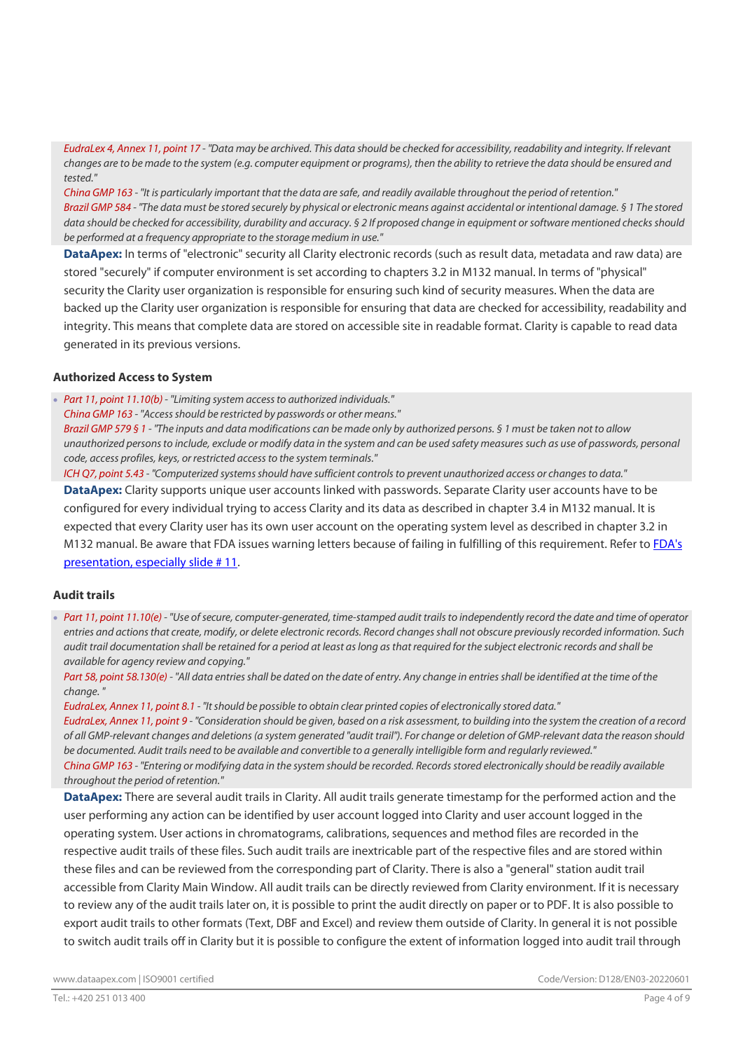*EudraLex 4, Annex 11, point 17 - "Data may be archived. This data should be checked for accessibility, readability and integrity. If relevant changes are to be made to the system (e.g. computer equipment or programs), then the ability to retrieve the data should be ensured and tested."*
*China GMP 163 - "It is particularly important that the data are safe, and readily available throughout the period of retention."*
*Brazil GMP 584 - "The data must be stored securely by physical or electronic means against accidental or intentional damage. § 1 The stored data should be checked for accessibility, durability and accuracy. § 2 If proposed change in equipment or software mentioned checks should be performed at a frequency appropriate to the storage medium in use."*

**DataApex:** In terms of "electronic" security all Clarity electronic records (such as result data, metadata and raw data) are stored "securely" if computer environment is set according to chapters 3.2 in M132 manual. In terms of "physical" security the Clarity user organization is responsible for ensuring such kind of security measures. When the data are backed up the Clarity user organization is responsible for ensuring that data are checked for accessibility, readability and integrity. This means that complete data are stored on accessible site in readable format. Clarity is capable to read data generated in its previous versions.

### Authorized Access to System

- *Part 11, point 11.10(b) - "Limiting system access to authorized individuals."*
  *China GMP 163 - "Access should be restricted by passwords or other means."*
  *Brazil GMP 579 § 1 - "The inputs and data modifications can be made only by authorized persons. § 1 must be taken not to allow unauthorized persons to include, exclude or modify data in the system and can be used safety measures such as use of passwords, personal code, access profiles, keys, or restricted access to the system terminals."*
  *ICH Q7, point 5.43 - "Computerized systems should have sufficient controls to prevent unauthorized access or changes to data."*

  **DataApex:** Clarity supports unique user accounts linked with passwords. Separate Clarity user accounts have to be configured for every individual trying to access Clarity and its data as described in chapter 3.4 in M132 manual. It is expected that every Clarity user has its own user account on the operating system level as described in chapter 3.2 in M132 manual. Be aware that FDA issues warning letters because of failing in fulfilling of this requirement. Refer to FDA's presentation, especially slide # 11.

### Audit trails

- *Part 11, point 11.10(e) - "Use of secure, computer-generated, time-stamped audit trails to independently record the date and time of operator entries and actions that create, modify, or delete electronic records. Record changes shall not obscure previously recorded information. Such audit trail documentation shall be retained for a period at least as long as that required for the subject electronic records and shall be available for agency review and copying."*
  *Part 58, point 58.130(e) - "All data entries shall be dated on the date of entry. Any change in entries shall be identified at the time of the change. "*
  *EudraLex, Annex 11, point 8.1 - "It should be possible to obtain clear printed copies of electronically stored data."*
  *EudraLex, Annex 11, point 9 - "Consideration should be given, based on a risk assessment, to building into the system the creation of a record of all GMP-relevant changes and deletions (a system generated "audit trail"). For change or deletion of GMP-relevant data the reason should be documented. Audit trails need to be available and convertible to a generally intelligible form and regularly reviewed."*
  *China GMP 163 - "Entering or modifying data in the system should be recorded. Records stored electronically should be readily available throughout the period of retention."*

  **DataApex:** There are several audit trails in Clarity. All audit trails generate timestamp for the performed action and the user performing any action can be identified by user account logged into Clarity and user account logged in the operating system. User actions in chromatograms, calibrations, sequences and method files are recorded in the respective audit trails of these files. Such audit trails are inextricable part of the respective files and are stored within these files and can be reviewed from the corresponding part of Clarity. There is also a "general" station audit trail accessible from Clarity Main Window. All audit trails can be directly reviewed from Clarity environment. If it is necessary to review any of the audit trails later on, it is possible to print the audit directly on paper or to PDF. It is also possible to export audit trails to other formats (Text, DBF and Excel) and review them outside of Clarity. In general it is not possible to switch audit trails off in Clarity but it is possible to configure the extent of information logged into audit trail through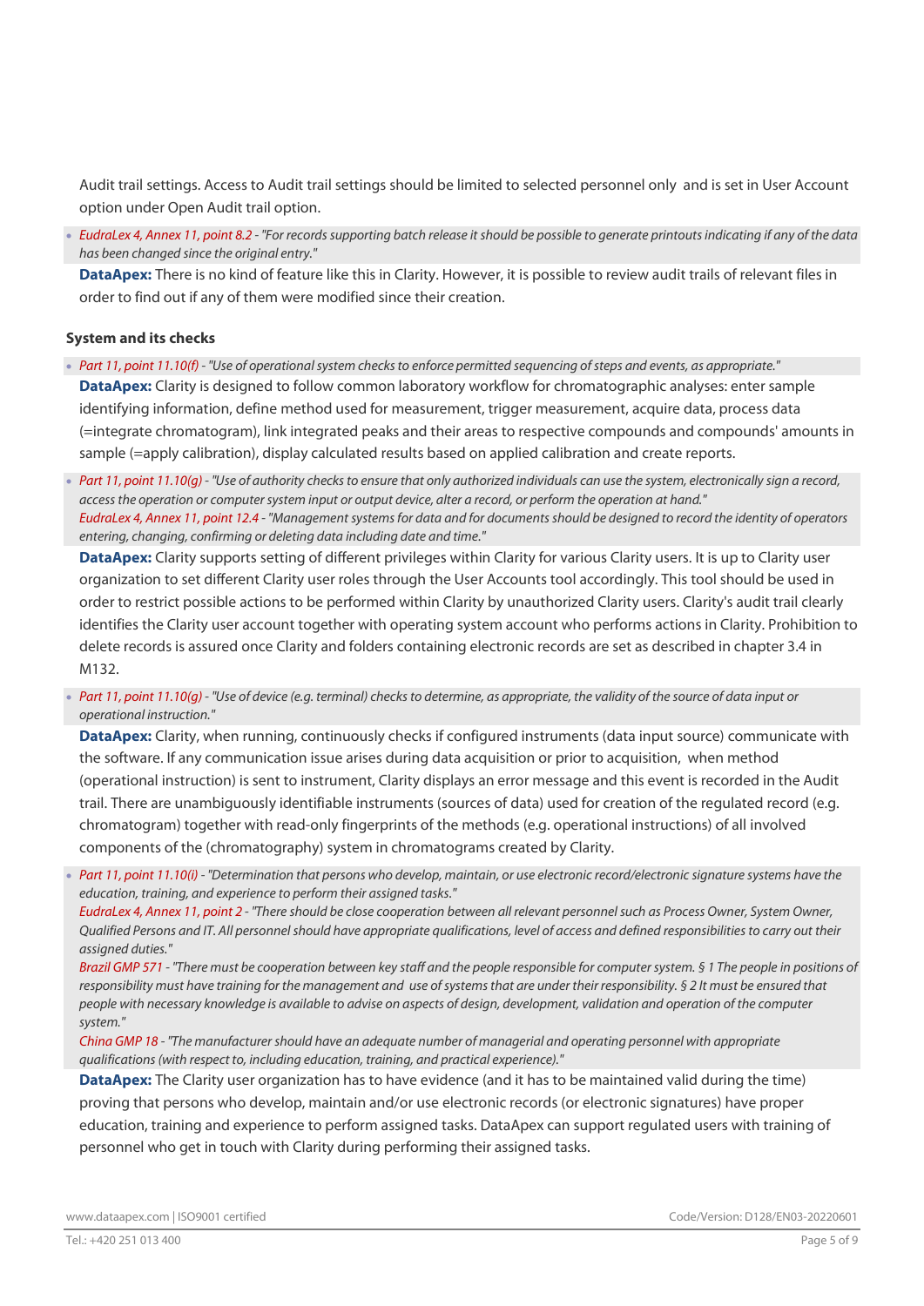Audit trail settings. Access to Audit trail settings should be limited to selected personnel only and is set in User Account option under Open Audit trail option.

- *EudraLex 4, Annex 11, point 8.2 - "For records supporting batch release it should be possible to generate printouts indicating if any of the data has been changed since the original entry."*

  **DataApex:** There is no kind of feature like this in Clarity. However, it is possible to review audit trails of relevant files in order to find out if any of them were modified since their creation.

### System and its checks

- *Part 11, point 11.10(f) - "Use of operational system checks to enforce permitted sequencing of steps and events, as appropriate."*

  **DataApex:** Clarity is designed to follow common laboratory workflow for chromatographic analyses: enter sample identifying information, define method used for measurement, trigger measurement, acquire data, process data (=integrate chromatogram), link integrated peaks and their areas to respective compounds and compounds' amounts in sample (=apply calibration), display calculated results based on applied calibration and create reports.

- *Part 11, point 11.10(g) - "Use of authority checks to ensure that only authorized individuals can use the system, electronically sign a record, access the operation or computer system input or output device, alter a record, or perform the operation at hand."*
  *EudraLex 4, Annex 11, point 12.4 - "Management systems for data and for documents should be designed to record the identity of operators entering, changing, confirming or deleting data including date and time."*

  **DataApex:** Clarity supports setting of different privileges within Clarity for various Clarity users. It is up to Clarity user organization to set different Clarity user roles through the User Accounts tool accordingly. This tool should be used in order to restrict possible actions to be performed within Clarity by unauthorized Clarity users. Clarity's audit trail clearly identifies the Clarity user account together with operating system account who performs actions in Clarity. Prohibition to delete records is assured once Clarity and folders containing electronic records are set as described in chapter 3.4 in M132.

- *Part 11, point 11.10(g) - "Use of device (e.g. terminal) checks to determine, as appropriate, the validity of the source of data input or operational instruction."*

  **DataApex:** Clarity, when running, continuously checks if configured instruments (data input source) communicate with the software. If any communication issue arises during data acquisition or prior to acquisition, when method (operational instruction) is sent to instrument, Clarity displays an error message and this event is recorded in the Audit trail. There are unambiguously identifiable instruments (sources of data) used for creation of the regulated record (e.g. chromatogram) together with read-only fingerprints of the methods (e.g. operational instructions) of all involved components of the (chromatography) system in chromatograms created by Clarity.

- *Part 11, point 11.10(i) - "Determination that persons who develop, maintain, or use electronic record/electronic signature systems have the education, training, and experience to perform their assigned tasks."*
  *EudraLex 4, Annex 11, point 2 - "There should be close cooperation between all relevant personnel such as Process Owner, System Owner, Qualified Persons and IT. All personnel should have appropriate qualifications, level of access and defined responsibilities to carry out their assigned duties."*
  *Brazil GMP 571 - "There must be cooperation between key staff and the people responsible for computer system. § 1 The people in positions of responsibility must have training for the management and use of systems that are under their responsibility. § 2 It must be ensured that people with necessary knowledge is available to advise on aspects of design, development, validation and operation of the computer system."*
  *China GMP 18 - "The manufacturer should have an adequate number of managerial and operating personnel with appropriate qualifications (with respect to, including education, training, and practical experience)."*

  **DataApex:** The Clarity user organization has to have evidence (and it has to be maintained valid during the time) proving that persons who develop, maintain and/or use electronic records (or electronic signatures) have proper education, training and experience to perform assigned tasks. DataApex can support regulated users with training of personnel who get in touch with Clarity during performing their assigned tasks.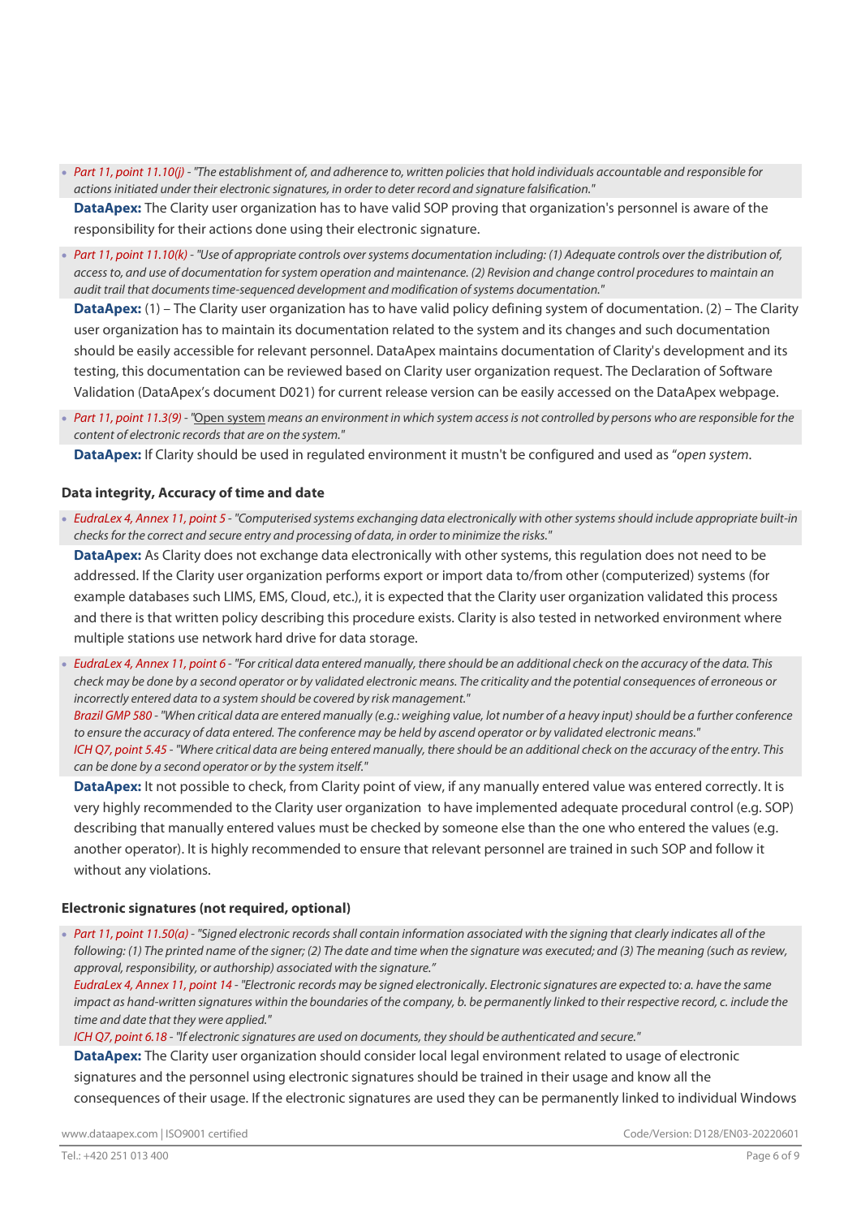- *Part 11, point 11.10(j) - "The establishment of, and adherence to, written policies that hold individuals accountable and responsible for actions initiated under their electronic signatures, in order to deter record and signature falsification."*

  **DataApex:** The Clarity user organization has to have valid SOP proving that organization's personnel is aware of the responsibility for their actions done using their electronic signature.

- *Part 11, point 11.10(k) - "Use of appropriate controls over systems documentation including: (1) Adequate controls over the distribution of, access to, and use of documentation for system operation and maintenance. (2) Revision and change control procedures to maintain an audit trail that documents time-sequenced development and modification of systems documentation."*

  **DataApex:** (1) – The Clarity user organization has to have valid policy defining system of documentation. (2) – The Clarity user organization has to maintain its documentation related to the system and its changes and such documentation should be easily accessible for relevant personnel. DataApex maintains documentation of Clarity's development and its testing, this documentation can be reviewed based on Clarity user organization request. The Declaration of Software Validation (DataApex's document D021) for current release version can be easily accessed on the DataApex webpage.

- *Part 11, point 11.3(9) - "Open system means an environment in which system access is not controlled by persons who are responsible for the content of electronic records that are on the system."*

  **DataApex:** If Clarity should be used in regulated environment it mustn't be configured and used as "*open system*.

### Data integrity, Accuracy of time and date

- *EudraLex 4, Annex 11, point 5 - "Computerised systems exchanging data electronically with other systems should include appropriate built-in checks for the correct and secure entry and processing of data, in order to minimize the risks."*

  **DataApex:** As Clarity does not exchange data electronically with other systems, this regulation does not need to be addressed. If the Clarity user organization performs export or import data to/from other (computerized) systems (for example databases such LIMS, EMS, Cloud, etc.), it is expected that the Clarity user organization validated this process and there is that written policy describing this procedure exists. Clarity is also tested in networked environment where multiple stations use network hard drive for data storage.

- *EudraLex 4, Annex 11, point 6 - "For critical data entered manually, there should be an additional check on the accuracy of the data. This check may be done by a second operator or by validated electronic means. The criticality and the potential consequences of erroneous or incorrectly entered data to a system should be covered by risk management."*
  *Brazil GMP 580 - "When critical data are entered manually (e.g.: weighing value, lot number of a heavy input) should be a further conference to ensure the accuracy of data entered. The conference may be held by ascend operator or by validated electronic means."*
  *ICH Q7, point 5.45 - "Where critical data are being entered manually, there should be an additional check on the accuracy of the entry. This can be done by a second operator or by the system itself."*

  **DataApex:** It not possible to check, from Clarity point of view, if any manually entered value was entered correctly. It is very highly recommended to the Clarity user organization to have implemented adequate procedural control (e.g. SOP) describing that manually entered values must be checked by someone else than the one who entered the values (e.g. another operator). It is highly recommended to ensure that relevant personnel are trained in such SOP and follow it without any violations.

### Electronic signatures (not required, optional)

- *Part 11, point 11.50(a) - "Signed electronic records shall contain information associated with the signing that clearly indicates all of the following: (1) The printed name of the signer; (2) The date and time when the signature was executed; and (3) The meaning (such as review, approval, responsibility, or authorship) associated with the signature."*
  *EudraLex 4, Annex 11, point 14 - "Electronic records may be signed electronically. Electronic signatures are expected to: a. have the same impact as hand-written signatures within the boundaries of the company, b. be permanently linked to their respective record, c. include the time and date that they were applied."*
  *ICH Q7, point 6.18 - "If electronic signatures are used on documents, they should be authenticated and secure."*

  **DataApex:** The Clarity user organization should consider local legal environment related to usage of electronic signatures and the personnel using electronic signatures should be trained in their usage and know all the consequences of their usage. If the electronic signatures are used they can be permanently linked to individual Windows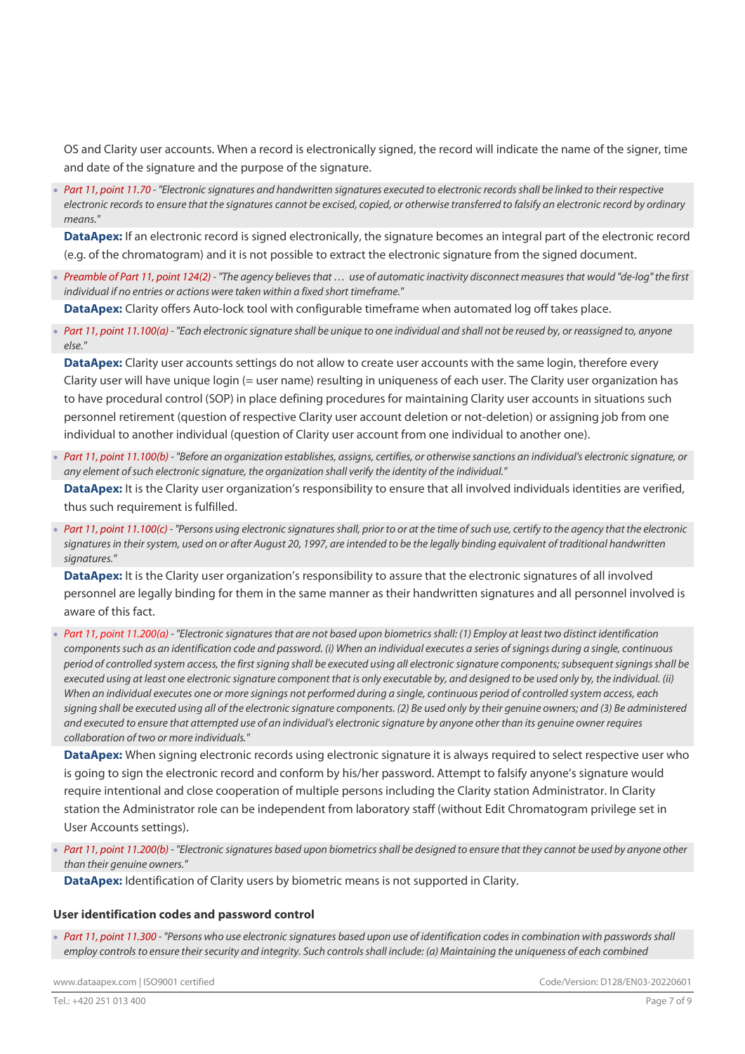OS and Clarity user accounts. When a record is electronically signed, the record will indicate the name of the signer, time and date of the signature and the purpose of the signature.

- *Part 11, point 11.70 - "Electronic signatures and handwritten signatures executed to electronic records shall be linked to their respective electronic records to ensure that the signatures cannot be excised, copied, or otherwise transferred to falsify an electronic record by ordinary means."*

  **DataApex:** If an electronic record is signed electronically, the signature becomes an integral part of the electronic record (e.g. of the chromatogram) and it is not possible to extract the electronic signature from the signed document.

- *Preamble of Part 11, point 124(2) - "The agency believes that … use of automatic inactivity disconnect measures that would "de-log" the first individual if no entries or actions were taken within a fixed short timeframe."*

  **DataApex:** Clarity offers Auto-lock tool with configurable timeframe when automated log off takes place.

- *Part 11, point 11.100(a) - "Each electronic signature shall be unique to one individual and shall not be reused by, or reassigned to, anyone else."*

  **DataApex:** Clarity user accounts settings do not allow to create user accounts with the same login, therefore every Clarity user will have unique login (= user name) resulting in uniqueness of each user. The Clarity user organization has to have procedural control (SOP) in place defining procedures for maintaining Clarity user accounts in situations such personnel retirement (question of respective Clarity user account deletion or not-deletion) or assigning job from one individual to another individual (question of Clarity user account from one individual to another one).

- *Part 11, point 11.100(b) - "Before an organization establishes, assigns, certifies, or otherwise sanctions an individual's electronic signature, or any element of such electronic signature, the organization shall verify the identity of the individual."*

  **DataApex:** It is the Clarity user organization's responsibility to ensure that all involved individuals identities are verified, thus such requirement is fulfilled.

- *Part 11, point 11.100(c) - "Persons using electronic signatures shall, prior to or at the time of such use, certify to the agency that the electronic signatures in their system, used on or after August 20, 1997, are intended to be the legally binding equivalent of traditional handwritten signatures."*

  **DataApex:** It is the Clarity user organization's responsibility to assure that the electronic signatures of all involved personnel are legally binding for them in the same manner as their handwritten signatures and all personnel involved is aware of this fact.

- *Part 11, point 11.200(a) - "Electronic signatures that are not based upon biometrics shall: (1) Employ at least two distinct identification components such as an identification code and password. (i) When an individual executes a series of signings during a single, continuous period of controlled system access, the first signing shall be executed using all electronic signature components; subsequent signings shall be executed using at least one electronic signature component that is only executable by, and designed to be used only by, the individual. (ii) When an individual executes one or more signings not performed during a single, continuous period of controlled system access, each signing shall be executed using all of the electronic signature components. (2) Be used only by their genuine owners; and (3) Be administered and executed to ensure that attempted use of an individual's electronic signature by anyone other than its genuine owner requires collaboration of two or more individuals."*

  **DataApex:** When signing electronic records using electronic signature it is always required to select respective user who is going to sign the electronic record and conform by his/her password. Attempt to falsify anyone's signature would require intentional and close cooperation of multiple persons including the Clarity station Administrator. In Clarity station the Administrator role can be independent from laboratory staff (without Edit Chromatogram privilege set in User Accounts settings).

- *Part 11, point 11.200(b) - "Electronic signatures based upon biometrics shall be designed to ensure that they cannot be used by anyone other than their genuine owners."*

  **DataApex:** Identification of Clarity users by biometric means is not supported in Clarity.

### User identification codes and password control

- *Part 11, point 11.300 - "Persons who use electronic signatures based upon use of identification codes in combination with passwords shall employ controls to ensure their security and integrity. Such controls shall include: (a) Maintaining the uniqueness of each combined*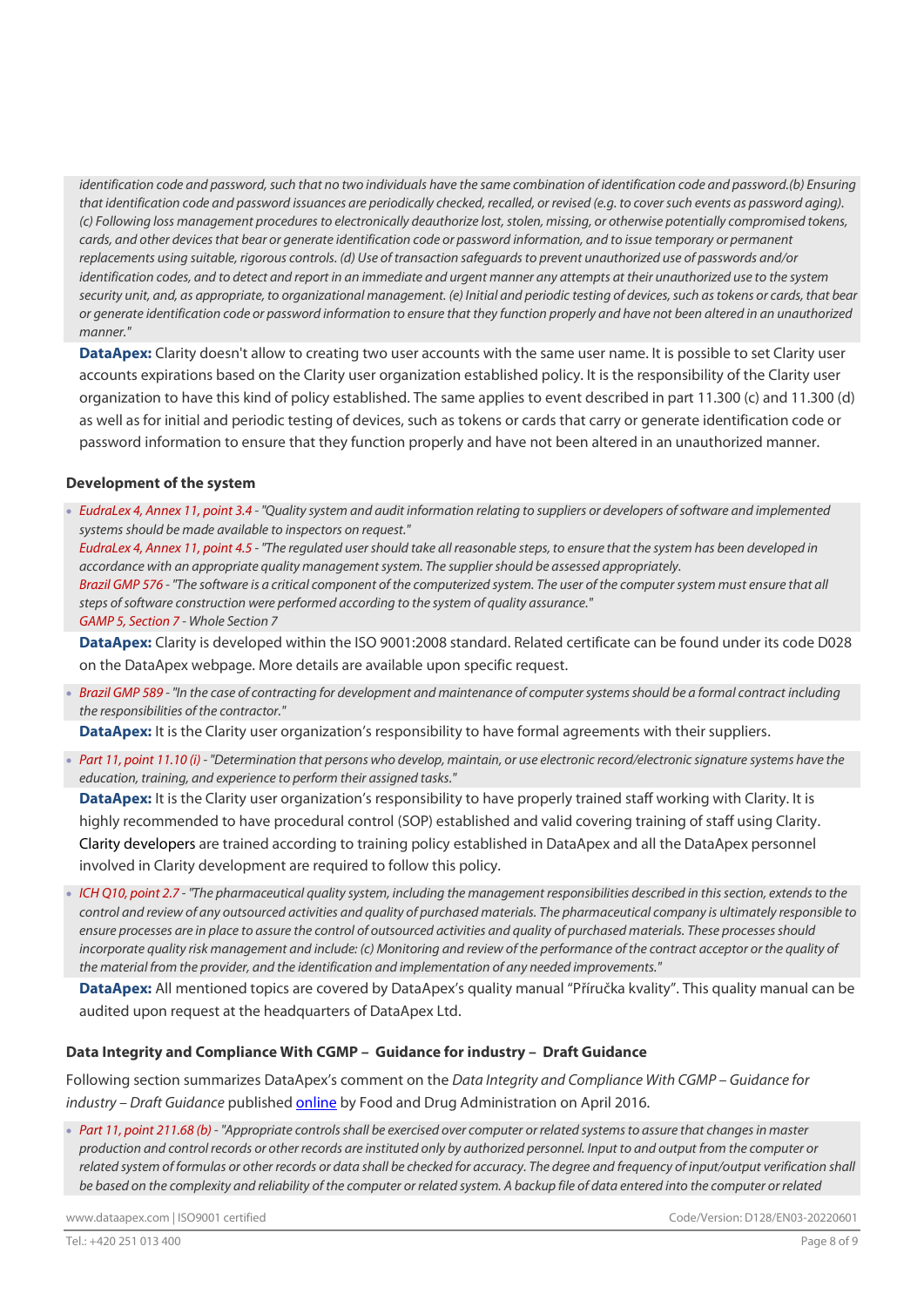*identification code and password, such that no two individuals have the same combination of identification code and password.(b) Ensuring that identification code and password issuances are periodically checked, recalled, or revised (e.g. to cover such events as password aging). (c) Following loss management procedures to electronically deauthorize lost, stolen, missing, or otherwise potentially compromised tokens, cards, and other devices that bear or generate identification code or password information, and to issue temporary or permanent replacements using suitable, rigorous controls. (d) Use of transaction safeguards to prevent unauthorized use of passwords and/or identification codes, and to detect and report in an immediate and urgent manner any attempts at their unauthorized use to the system security unit, and, as appropriate, to organizational management. (e) Initial and periodic testing of devices, such as tokens or cards, that bear or generate identification code or password information to ensure that they function properly and have not been altered in an unauthorized manner."*

**DataApex:** Clarity doesn't allow to creating two user accounts with the same user name. It is possible to set Clarity user accounts expirations based on the Clarity user organization established policy. It is the responsibility of the Clarity user organization to have this kind of policy established. The same applies to event described in part 11.300 (c) and 11.300 (d) as well as for initial and periodic testing of devices, such as tokens or cards that carry or generate identification code or password information to ensure that they function properly and have not been altered in an unauthorized manner.

### Development of the system

- *EudraLex 4, Annex 11, point 3.4 - "Quality system and audit information relating to suppliers or developers of software and implemented systems should be made available to inspectors on request."*
  *EudraLex 4, Annex 11, point 4.5 - "The regulated user should take all reasonable steps, to ensure that the system has been developed in accordance with an appropriate quality management system. The supplier should be assessed appropriately.*
  *Brazil GMP 576 - "The software is a critical component of the computerized system. The user of the computer system must ensure that all steps of software construction were performed according to the system of quality assurance."*
  *GAMP 5, Section 7 - Whole Section 7*

  **DataApex:** Clarity is developed within the ISO 9001:2008 standard. Related certificate can be found under its code D028 on the DataApex webpage. More details are available upon specific request.

- *Brazil GMP 589 - "In the case of contracting for development and maintenance of computer systems should be a formal contract including the responsibilities of the contractor."*

  **DataApex:** It is the Clarity user organization's responsibility to have formal agreements with their suppliers.

- *Part 11, point 11.10 (i) - "Determination that persons who develop, maintain, or use electronic record/electronic signature systems have the education, training, and experience to perform their assigned tasks."*

  **DataApex:** It is the Clarity user organization's responsibility to have properly trained staff working with Clarity. It is highly recommended to have procedural control (SOP) established and valid covering training of staff using Clarity. Clarity developers are trained according to training policy established in DataApex and all the DataApex personnel involved in Clarity development are required to follow this policy.

- *ICH Q10, point 2.7 - "The pharmaceutical quality system, including the management responsibilities described in this section, extends to the control and review of any outsourced activities and quality of purchased materials. The pharmaceutical company is ultimately responsible to ensure processes are in place to assure the control of outsourced activities and quality of purchased materials. These processes should incorporate quality risk management and include: (c) Monitoring and review of the performance of the contract acceptor or the quality of the material from the provider, and the identification and implementation of any needed improvements."*

  **DataApex:** All mentioned topics are covered by DataApex's quality manual "Příručka kvality". This quality manual can be audited upon request at the headquarters of DataApex Ltd.

### Data Integrity and Compliance With CGMP – Guidance for industry – Draft Guidance

Following section summarizes DataApex's comment on the *Data Integrity and Compliance With CGMP – Guidance for industry – Draft Guidance* published [online](online) by Food and Drug Administration on April 2016.

- *Part 11, point 211.68 (b) - "Appropriate controls shall be exercised over computer or related systems to assure that changes in master production and control records or other records are instituted only by authorized personnel. Input to and output from the computer or related system of formulas or other records or data shall be checked for accuracy. The degree and frequency of input/output verification shall be based on the complexity and reliability of the computer or related system. A backup file of data entered into the computer or related*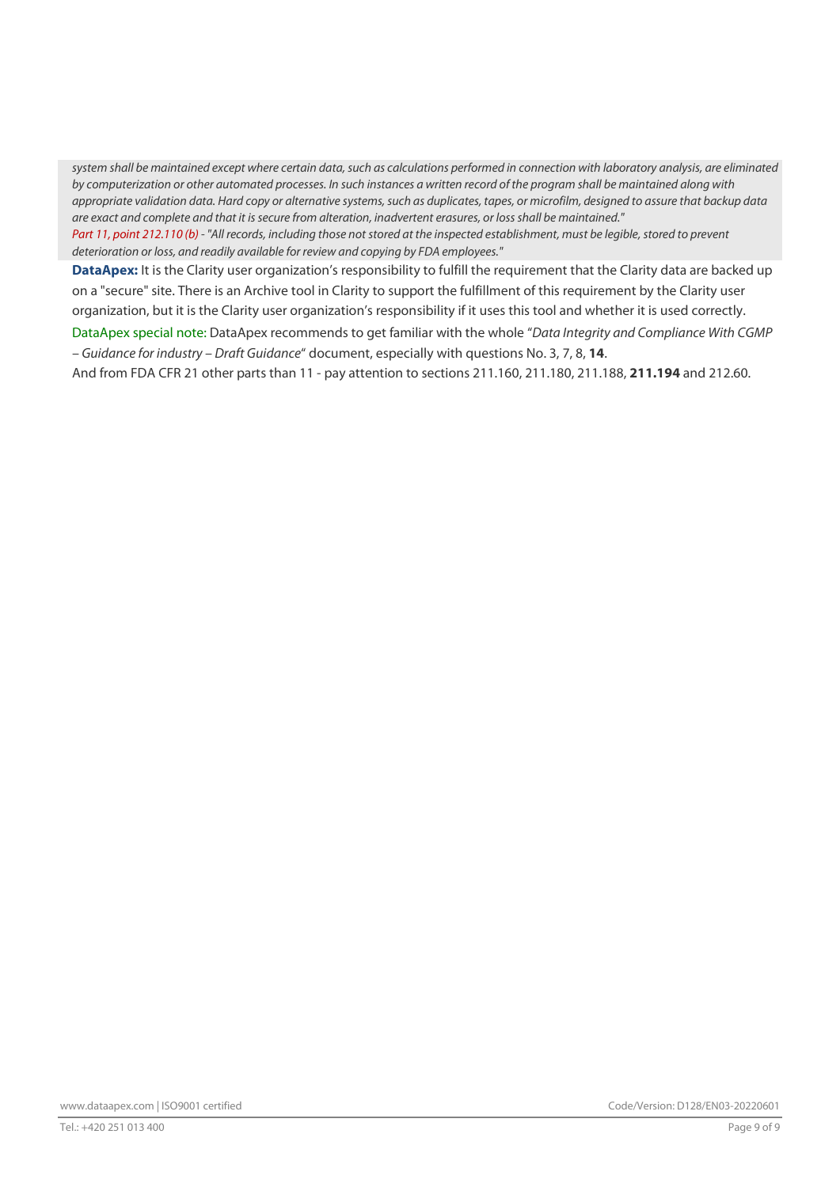*system shall be maintained except where certain data, such as calculations performed in connection with laboratory analysis, are eliminated by computerization or other automated processes. In such instances a written record of the program shall be maintained along with appropriate validation data. Hard copy or alternative systems, such as duplicates, tapes, or microfilm, designed to assure that backup data are exact and complete and that it is secure from alteration, inadvertent erasures, or loss shall be maintained."*

*Part 11, point 212.110 (b) - "All records, including those not stored at the inspected establishment, must be legible, stored to prevent deterioration or loss, and readily available for review and copying by FDA employees."*

**DataApex:** It is the Clarity user organization's responsibility to fulfill the requirement that the Clarity data are backed up on a "secure" site. There is an Archive tool in Clarity to support the fulfillment of this requirement by the Clarity user organization, but it is the Clarity user organization's responsibility if it uses this tool and whether it is used correctly.

DataApex special note: DataApex recommends to get familiar with the whole "*Data Integrity and Compliance With CGMP – Guidance for industry – Draft Guidance*" document, especially with questions No. 3, 7, 8, **14**.

And from FDA CFR 21 other parts than 11 - pay attention to sections 211.160, 211.180, 211.188, **211.194** and 212.60.